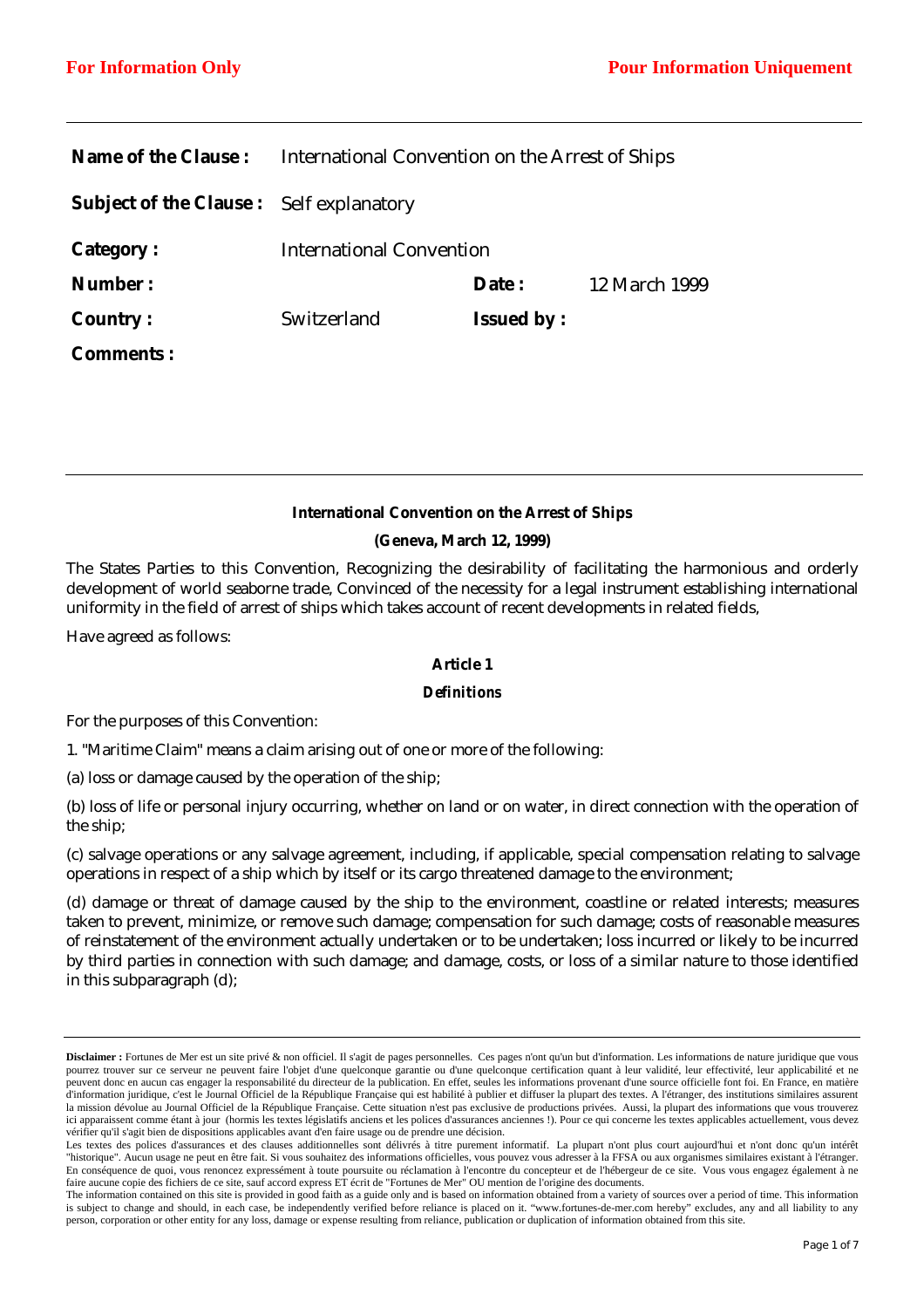**For Information Only** **Pour Information Uniquement**

| | | | |
|---|---|---|---|
| **Name of the Clause :** | International Convention on the Arrest of Ships | | |
| **Subject of the Clause :** | Self explanatory | | |
| **Category :** | International Convention | | |
| **Number :** | | **Date :** | 12 March 1999 |
| **Country :** | Switzerland | **Issued by :** | |
| **Comments :** | | | |

**International Convention on the Arrest of Ships**

**(Geneva, March 12, 1999)**

The States Parties to this Convention, Recognizing the desirability of facilitating the harmonious and orderly development of world seaborne trade, Convinced of the necessity for a legal instrument establishing international uniformity in the field of arrest of ships which takes account of recent developments in related fields,

Have agreed as follows:

**Article 1**

***Definitions***

For the purposes of this Convention:

1. "Maritime Claim" means a claim arising out of one or more of the following:

(a) loss or damage caused by the operation of the ship;

(b) loss of life or personal injury occurring, whether on land or on water, in direct connection with the operation of the ship;

(c) salvage operations or any salvage agreement, including, if applicable, special compensation relating to salvage operations in respect of a ship which by itself or its cargo threatened damage to the environment;

(d) damage or threat of damage caused by the ship to the environment, coastline or related interests; measures taken to prevent, minimize, or remove such damage; compensation for such damage; costs of reasonable measures of reinstatement of the environment actually undertaken or to be undertaken; loss incurred or likely to be incurred by third parties in connection with such damage; and damage, costs, or loss of a similar nature to those identified in this subparagraph (d);

**Disclaimer :** Fortunes de Mer est un site privé & non officiel. Il s'agit de pages personnelles. Ces pages n'ont qu'un but d'information. Les informations de nature juridique que vous pourrez trouver sur ce serveur ne peuvent faire l'objet d'une quelconque garantie ou d'une quelconque certification quant à leur validité, leur effectivité, leur applicabilité et ne peuvent donc en aucun cas engager la responsabilité du directeur de la publication. En effet, seules les informations provenant d'une source officielle font foi. En France, en matière d'information juridique, c'est le Journal Officiel de la République Française qui est habilité à publier et diffuser la plupart des textes. A l'étranger, des institutions similaires assurent la mission dévolue au Journal Officiel de la République Française. Cette situation n'est pas exclusive de productions privées. Aussi, la plupart des informations que vous trouverez ici apparaissent comme étant à jour (hormis les textes législatifs anciens et les polices d'assurances anciennes !). Pour ce qui concerne les textes applicables actuellement, vous devez vérifier qu'il s'agit bien de dispositions applicables avant d'en faire usage ou de prendre une décision.
Les textes des polices d'assurances et des clauses additionnelles sont délivrés à titre purement informatif. La plupart n'ont plus court aujourd'hui et n'ont donc qu'un intérêt "historique". Aucun usage ne peut en être fait. Si vous souhaitez des informations officielles, vous pouvez vous adresser à la FFSA ou aux organismes similaires existant à l'étranger. En conséquence de quoi, vous renoncez expressément à toute poursuite ou réclamation à l'encontre du concepteur et de l'hébergeur de ce site. Vous vous engagez également à ne faire aucune copie des fichiers de ce site, sauf accord express ET écrit de "Fortunes de Mer" OU mention de l'origine des documents.
The information contained on this site is provided in good faith as a guide only and is based on information obtained from a variety of sources over a period of time. This information is subject to change and should, in each case, be independently verified before reliance is placed on it. "www.fortunes-de-mer.com hereby" excludes, any and all liability to any person, corporation or other entity for any loss, damage or expense resulting from reliance, publication or duplication of information obtained from this site.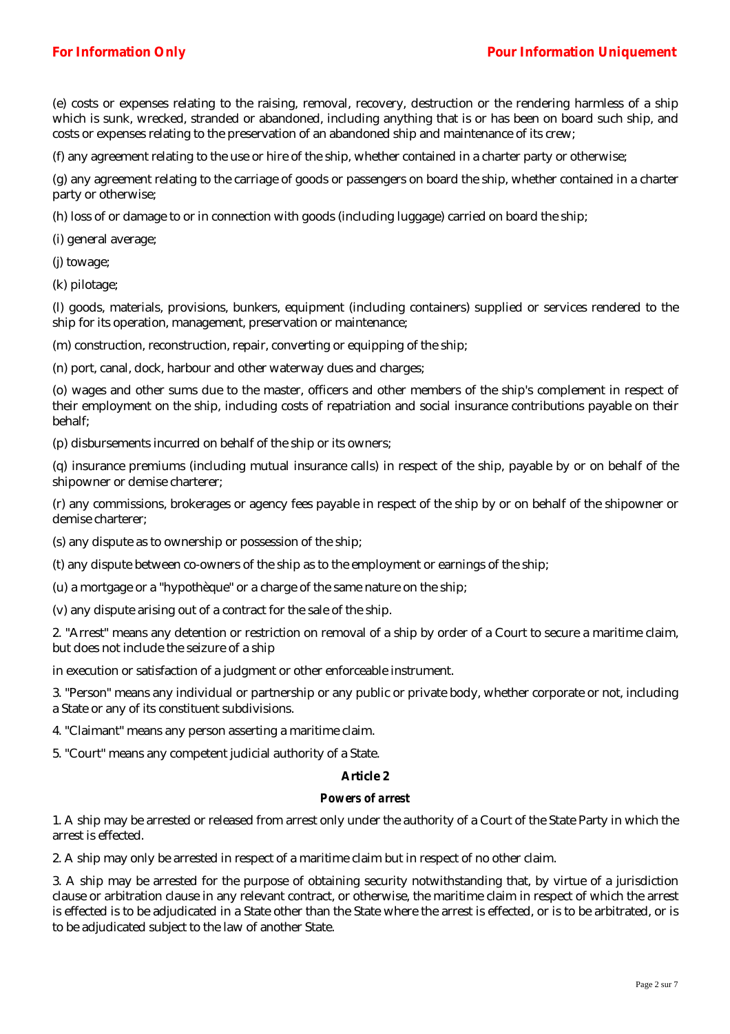(e) costs or expenses relating to the raising, removal, recovery, destruction or the rendering harmless of a ship which is sunk, wrecked, stranded or abandoned, including anything that is or has been on board such ship, and costs or expenses relating to the preservation of an abandoned ship and maintenance of its crew;

(f) any agreement relating to the use or hire of the ship, whether contained in a charter party or otherwise;

(g) any agreement relating to the carriage of goods or passengers on board the ship, whether contained in a charter party or otherwise;

(h) loss of or damage to or in connection with goods (including luggage) carried on board the ship;

(i) general average;

(j) towage;

(k) pilotage;

(l) goods, materials, provisions, bunkers, equipment (including containers) supplied or services rendered to the ship for its operation, management, preservation or maintenance;

(m) construction, reconstruction, repair, converting or equipping of the ship;

(n) port, canal, dock, harbour and other waterway dues and charges;

(o) wages and other sums due to the master, officers and other members of the ship's complement in respect of their employment on the ship, including costs of repatriation and social insurance contributions payable on their behalf;

(p) disbursements incurred on behalf of the ship or its owners;

(q) insurance premiums (including mutual insurance calls) in respect of the ship, payable by or on behalf of the shipowner or demise charterer;

(r) any commissions, brokerages or agency fees payable in respect of the ship by or on behalf of the shipowner or demise charterer;

(s) any dispute as to ownership or possession of the ship;

(t) any dispute between co-owners of the ship as to the employment or earnings of the ship;

(u) a mortgage or a "hypothèque" or a charge of the same nature on the ship;

(v) any dispute arising out of a contract for the sale of the ship.

2. "Arrest" means any detention or restriction on removal of a ship by order of a Court to secure a maritime claim, but does not include the seizure of a ship

in execution or satisfaction of a judgment or other enforceable instrument.

3. "Person" means any individual or partnership or any public or private body, whether corporate or not, including a State or any of its constituent subdivisions.

4. "Claimant" means any person asserting a maritime claim.

5. "Court" means any competent judicial authority of a State.

### Article 2

#### *Powers of arrest*

1. A ship may be arrested or released from arrest only under the authority of a Court of the State Party in which the arrest is effected.

2. A ship may only be arrested in respect of a maritime claim but in respect of no other claim.

3. A ship may be arrested for the purpose of obtaining security notwithstanding that, by virtue of a jurisdiction clause or arbitration clause in any relevant contract, or otherwise, the maritime claim in respect of which the arrest is effected is to be adjudicated in a State other than the State where the arrest is effected, or is to be arbitrated, or is to be adjudicated subject to the law of another State.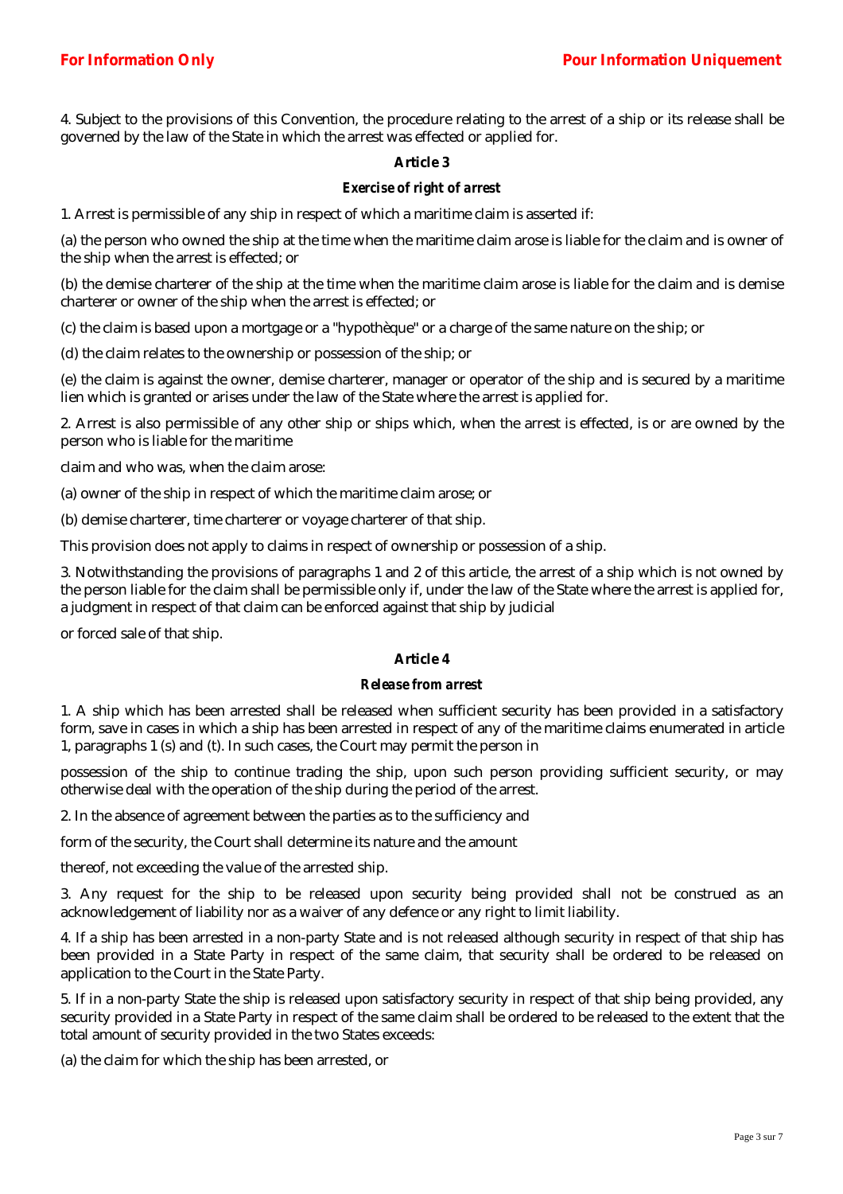4. Subject to the provisions of this Convention, the procedure relating to the arrest of a ship or its release shall be governed by the law of the State in which the arrest was effected or applied for.

### Article 3

#### *Exercise of right of arrest*

1. Arrest is permissible of any ship in respect of which a maritime claim is asserted if:

(a) the person who owned the ship at the time when the maritime claim arose is liable for the claim and is owner of the ship when the arrest is effected; or

(b) the demise charterer of the ship at the time when the maritime claim arose is liable for the claim and is demise charterer or owner of the ship when the arrest is effected; or

(c) the claim is based upon a mortgage or a "hypothèque" or a charge of the same nature on the ship; or

(d) the claim relates to the ownership or possession of the ship; or

(e) the claim is against the owner, demise charterer, manager or operator of the ship and is secured by a maritime lien which is granted or arises under the law of the State where the arrest is applied for.

2. Arrest is also permissible of any other ship or ships which, when the arrest is effected, is or are owned by the person who is liable for the maritime claim and who was, when the claim arose:

(a) owner of the ship in respect of which the maritime claim arose; or

(b) demise charterer, time charterer or voyage charterer of that ship.

This provision does not apply to claims in respect of ownership or possession of a ship.

3. Notwithstanding the provisions of paragraphs 1 and 2 of this article, the arrest of a ship which is not owned by the person liable for the claim shall be permissible only if, under the law of the State where the arrest is applied for, a judgment in respect of that claim can be enforced against that ship by judicial or forced sale of that ship.

### Article 4

#### *Release from arrest*

1. A ship which has been arrested shall be released when sufficient security has been provided in a satisfactory form, save in cases in which a ship has been arrested in respect of any of the maritime claims enumerated in article 1, paragraphs 1 (s) and (t). In such cases, the Court may permit the person in possession of the ship to continue trading the ship, upon such person providing sufficient security, or may otherwise deal with the operation of the ship during the period of the arrest.

2. In the absence of agreement between the parties as to the sufficiency and form of the security, the Court shall determine its nature and the amount thereof, not exceeding the value of the arrested ship.

3. Any request for the ship to be released upon security being provided shall not be construed as an acknowledgement of liability nor as a waiver of any defence or any right to limit liability.

4. If a ship has been arrested in a non-party State and is not released although security in respect of that ship has been provided in a State Party in respect of the same claim, that security shall be ordered to be released on application to the Court in the State Party.

5. If in a non-party State the ship is released upon satisfactory security in respect of that ship being provided, any security provided in a State Party in respect of the same claim shall be ordered to be released to the extent that the total amount of security provided in the two States exceeds:

(a) the claim for which the ship has been arrested, or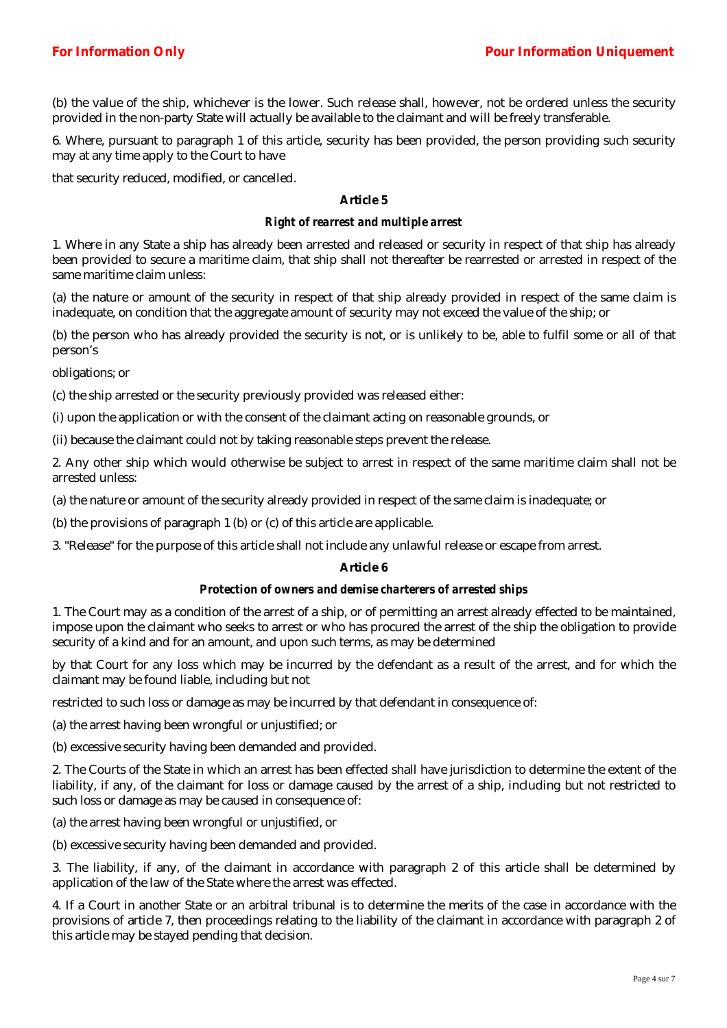(b) the value of the ship, whichever is the lower. Such release shall, however, not be ordered unless the security provided in the non-party State will actually be available to the claimant and will be freely transferable.

6. Where, pursuant to paragraph 1 of this article, security has been provided, the person providing such security may at any time apply to the Court to have that security reduced, modified, or cancelled.

**Article 5**

***Right of rearrest and multiple arrest***

1. Where in any State a ship has already been arrested and released or security in respect of that ship has already been provided to secure a maritime claim, that ship shall not thereafter be rearrested or arrested in respect of the same maritime claim unless:

(a) the nature or amount of the security in respect of that ship already provided in respect of the same claim is inadequate, on condition that the aggregate amount of security may not exceed the value of the ship; or

(b) the person who has already provided the security is not, or is unlikely to be, able to fulfil some or all of that person's obligations; or

(c) the ship arrested or the security previously provided was released either:

(i) upon the application or with the consent of the claimant acting on reasonable grounds, or

(ii) because the claimant could not by taking reasonable steps prevent the release.

2. Any other ship which would otherwise be subject to arrest in respect of the same maritime claim shall not be arrested unless:

(a) the nature or amount of the security already provided in respect of the same claim is inadequate; or

(b) the provisions of paragraph 1 (b) or (c) of this article are applicable.

3. "Release" for the purpose of this article shall not include any unlawful release or escape from arrest.

**Article 6**

***Protection of owners and demise charterers of arrested ships***

1. The Court may as a condition of the arrest of a ship, or of permitting an arrest already effected to be maintained, impose upon the claimant who seeks to arrest or who has procured the arrest of the ship the obligation to provide security of a kind and for an amount, and upon such terms, as may be determined by that Court for any loss which may be incurred by the defendant as a result of the arrest, and for which the claimant may be found liable, including but not restricted to such loss or damage as may be incurred by that defendant in consequence of:

(a) the arrest having been wrongful or unjustified; or

(b) excessive security having been demanded and provided.

2. The Courts of the State in which an arrest has been effected shall have jurisdiction to determine the extent of the liability, if any, of the claimant for loss or damage caused by the arrest of a ship, including but not restricted to such loss or damage as may be caused in consequence of:

(a) the arrest having been wrongful or unjustified, or

(b) excessive security having been demanded and provided.

3. The liability, if any, of the claimant in accordance with paragraph 2 of this article shall be determined by application of the law of the State where the arrest was effected.

4. If a Court in another State or an arbitral tribunal is to determine the merits of the case in accordance with the provisions of article 7, then proceedings relating to the liability of the claimant in accordance with paragraph 2 of this article may be stayed pending that decision.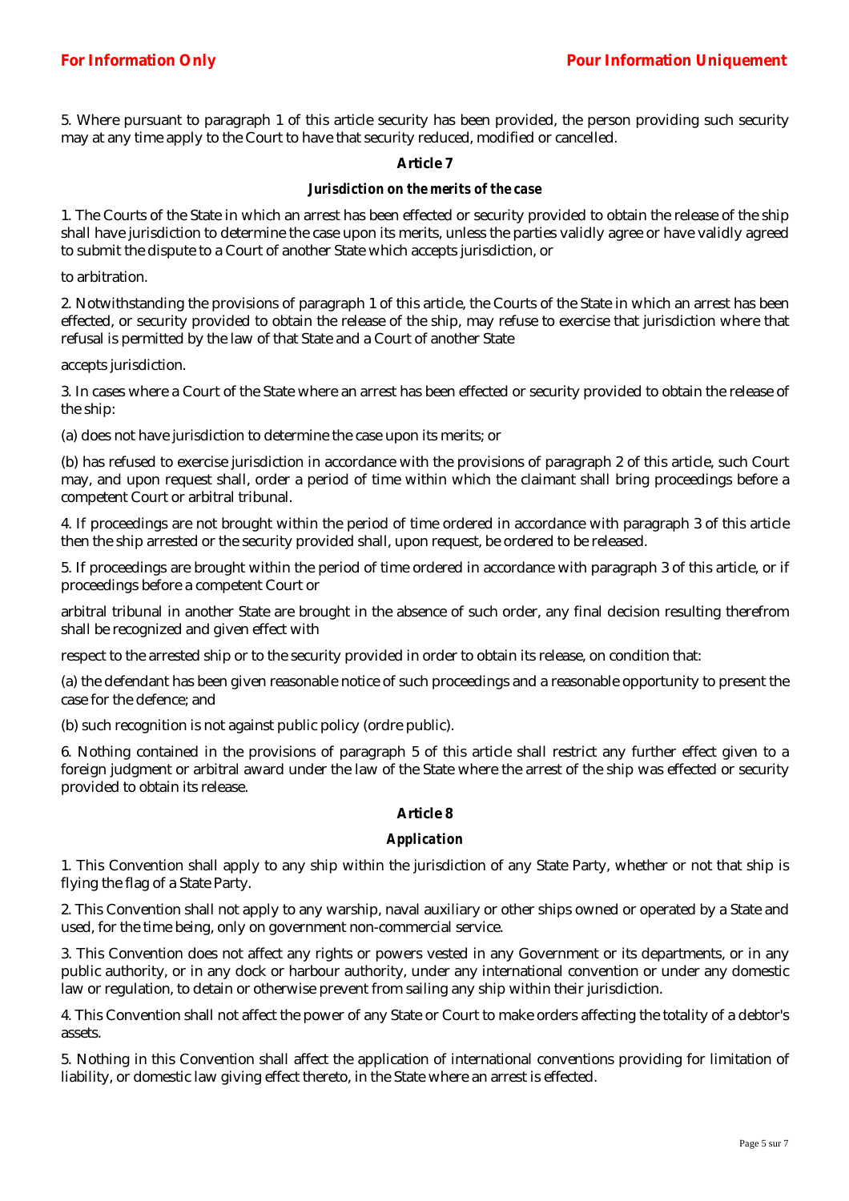5. Where pursuant to paragraph 1 of this article security has been provided, the person providing such security may at any time apply to the Court to have that security reduced, modified or cancelled.

## Article 7

### *Jurisdiction on the merits of the case*

1. The Courts of the State in which an arrest has been effected or security provided to obtain the release of the ship shall have jurisdiction to determine the case upon its merits, unless the parties validly agree or have validly agreed to submit the dispute to a Court of another State which accepts jurisdiction, or to arbitration.

2. Notwithstanding the provisions of paragraph 1 of this article, the Courts of the State in which an arrest has been effected, or security provided to obtain the release of the ship, may refuse to exercise that jurisdiction where that refusal is permitted by the law of that State and a Court of another State accepts jurisdiction.

3. In cases where a Court of the State where an arrest has been effected or security provided to obtain the release of the ship:

(a) does not have jurisdiction to determine the case upon its merits; or

(b) has refused to exercise jurisdiction in accordance with the provisions of paragraph 2 of this article, such Court may, and upon request shall, order a period of time within which the claimant shall bring proceedings before a competent Court or arbitral tribunal.

4. If proceedings are not brought within the period of time ordered in accordance with paragraph 3 of this article then the ship arrested or the security provided shall, upon request, be ordered to be released.

5. If proceedings are brought within the period of time ordered in accordance with paragraph 3 of this article, or if proceedings before a competent Court or arbitral tribunal in another State are brought in the absence of such order, any final decision resulting therefrom shall be recognized and given effect with respect to the arrested ship or to the security provided in order to obtain its release, on condition that:

(a) the defendant has been given reasonable notice of such proceedings and a reasonable opportunity to present the case for the defence; and

(b) such recognition is not against public policy (ordre public).

6. Nothing contained in the provisions of paragraph 5 of this article shall restrict any further effect given to a foreign judgment or arbitral award under the law of the State where the arrest of the ship was effected or security provided to obtain its release.

## Article 8

### *Application*

1. This Convention shall apply to any ship within the jurisdiction of any State Party, whether or not that ship is flying the flag of a State Party.

2. This Convention shall not apply to any warship, naval auxiliary or other ships owned or operated by a State and used, for the time being, only on government non-commercial service.

3. This Convention does not affect any rights or powers vested in any Government or its departments, or in any public authority, or in any dock or harbour authority, under any international convention or under any domestic law or regulation, to detain or otherwise prevent from sailing any ship within their jurisdiction.

4. This Convention shall not affect the power of any State or Court to make orders affecting the totality of a debtor's assets.

5. Nothing in this Convention shall affect the application of international conventions providing for limitation of liability, or domestic law giving effect thereto, in the State where an arrest is effected.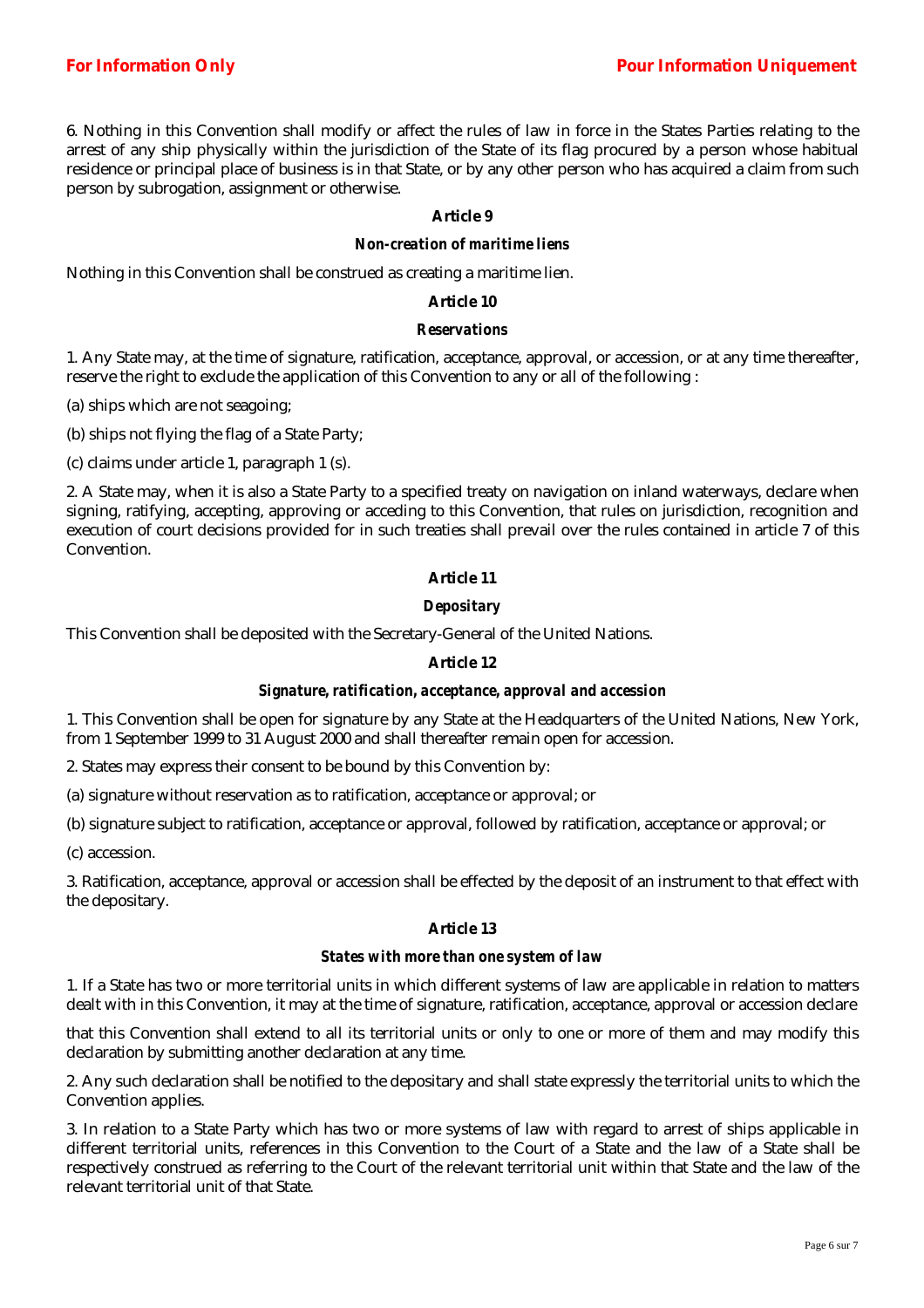6. Nothing in this Convention shall modify or affect the rules of law in force in the States Parties relating to the arrest of any ship physically within the jurisdiction of the State of its flag procured by a person whose habitual residence or principal place of business is in that State, or by any other person who has acquired a claim from such person by subrogation, assignment or otherwise.

### Article 9

#### *Non-creation of maritime liens*

Nothing in this Convention shall be construed as creating a maritime lien.

### Article 10

#### *Reservations*

1. Any State may, at the time of signature, ratification, acceptance, approval, or accession, or at any time thereafter, reserve the right to exclude the application of this Convention to any or all of the following :

(a) ships which are not seagoing;

(b) ships not flying the flag of a State Party;

(c) claims under article 1, paragraph 1 (s).

2. A State may, when it is also a State Party to a specified treaty on navigation on inland waterways, declare when signing, ratifying, accepting, approving or acceding to this Convention, that rules on jurisdiction, recognition and execution of court decisions provided for in such treaties shall prevail over the rules contained in article 7 of this Convention.

### Article 11

#### *Depositary*

This Convention shall be deposited with the Secretary-General of the United Nations.

### Article 12

#### *Signature, ratification, acceptance, approval and accession*

1. This Convention shall be open for signature by any State at the Headquarters of the United Nations, New York, from 1 September 1999 to 31 August 2000 and shall thereafter remain open for accession.

2. States may express their consent to be bound by this Convention by:

(a) signature without reservation as to ratification, acceptance or approval; or

(b) signature subject to ratification, acceptance or approval, followed by ratification, acceptance or approval; or

(c) accession.

3. Ratification, acceptance, approval or accession shall be effected by the deposit of an instrument to that effect with the depositary.

### Article 13

#### *States with more than one system of law*

1. If a State has two or more territorial units in which different systems of law are applicable in relation to matters dealt with in this Convention, it may at the time of signature, ratification, acceptance, approval or accession declare that this Convention shall extend to all its territorial units or only to one or more of them and may modify this declaration by submitting another declaration at any time.

2. Any such declaration shall be notified to the depositary and shall state expressly the territorial units to which the Convention applies.

3. In relation to a State Party which has two or more systems of law with regard to arrest of ships applicable in different territorial units, references in this Convention to the Court of a State and the law of a State shall be respectively construed as referring to the Court of the relevant territorial unit within that State and the law of the relevant territorial unit of that State.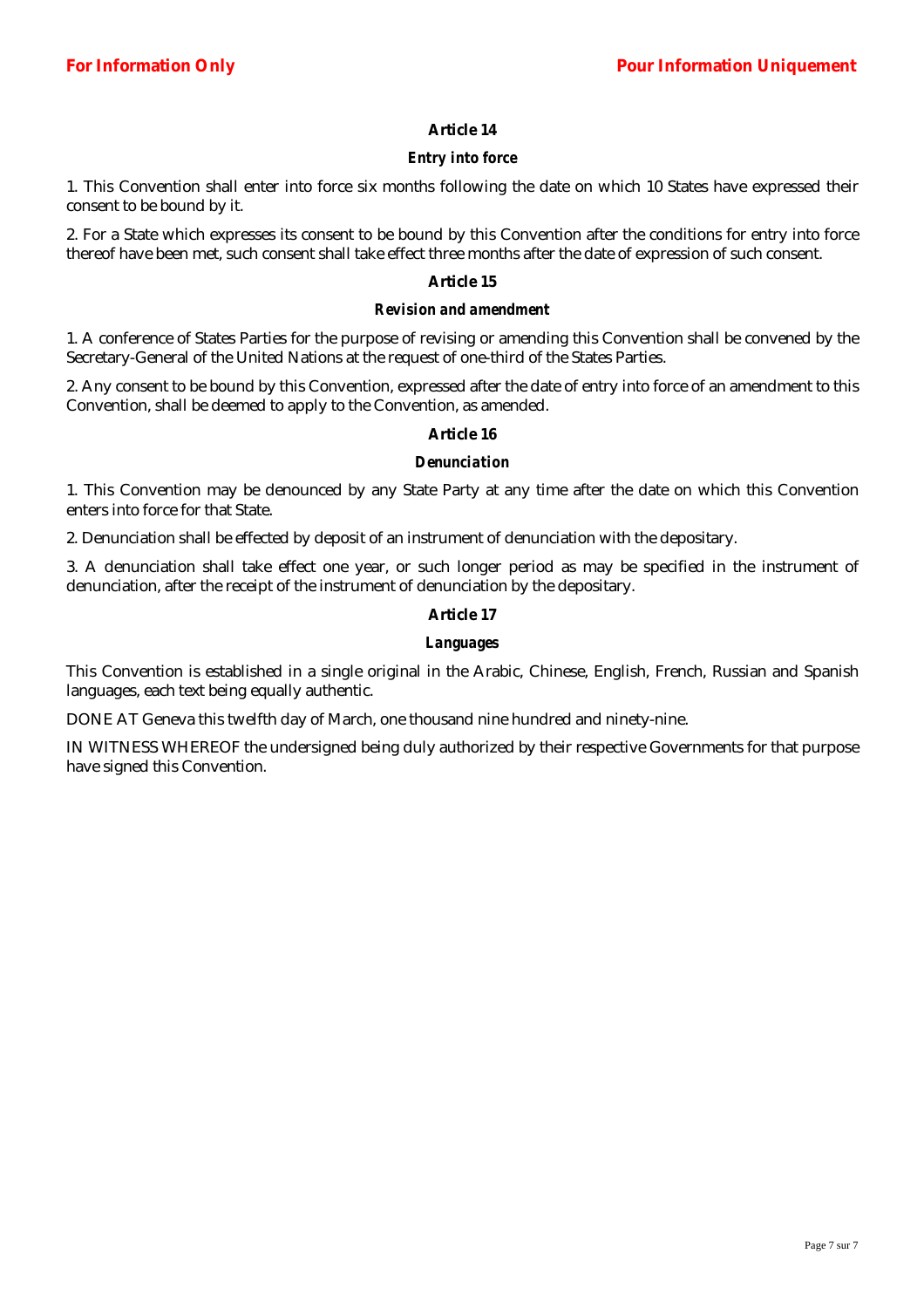### Article 14

#### *Entry into force*

1. This Convention shall enter into force six months following the date on which 10 States have expressed their consent to be bound by it.

2. For a State which expresses its consent to be bound by this Convention after the conditions for entry into force thereof have been met, such consent shall take effect three months after the date of expression of such consent.

### Article 15

#### *Revision and amendment*

1. A conference of States Parties for the purpose of revising or amending this Convention shall be convened by the Secretary-General of the United Nations at the request of one-third of the States Parties.

2. Any consent to be bound by this Convention, expressed after the date of entry into force of an amendment to this Convention, shall be deemed to apply to the Convention, as amended.

### Article 16

#### *Denunciation*

1. This Convention may be denounced by any State Party at any time after the date on which this Convention enters into force for that State.

2. Denunciation shall be effected by deposit of an instrument of denunciation with the depositary.

3. A denunciation shall take effect one year, or such longer period as may be specified in the instrument of denunciation, after the receipt of the instrument of denunciation by the depositary.

### Article 17

#### *Languages*

This Convention is established in a single original in the Arabic, Chinese, English, French, Russian and Spanish languages, each text being equally authentic.

DONE AT Geneva this twelfth day of March, one thousand nine hundred and ninety-nine.

IN WITNESS WHEREOF the undersigned being duly authorized by their respective Governments for that purpose have signed this Convention.